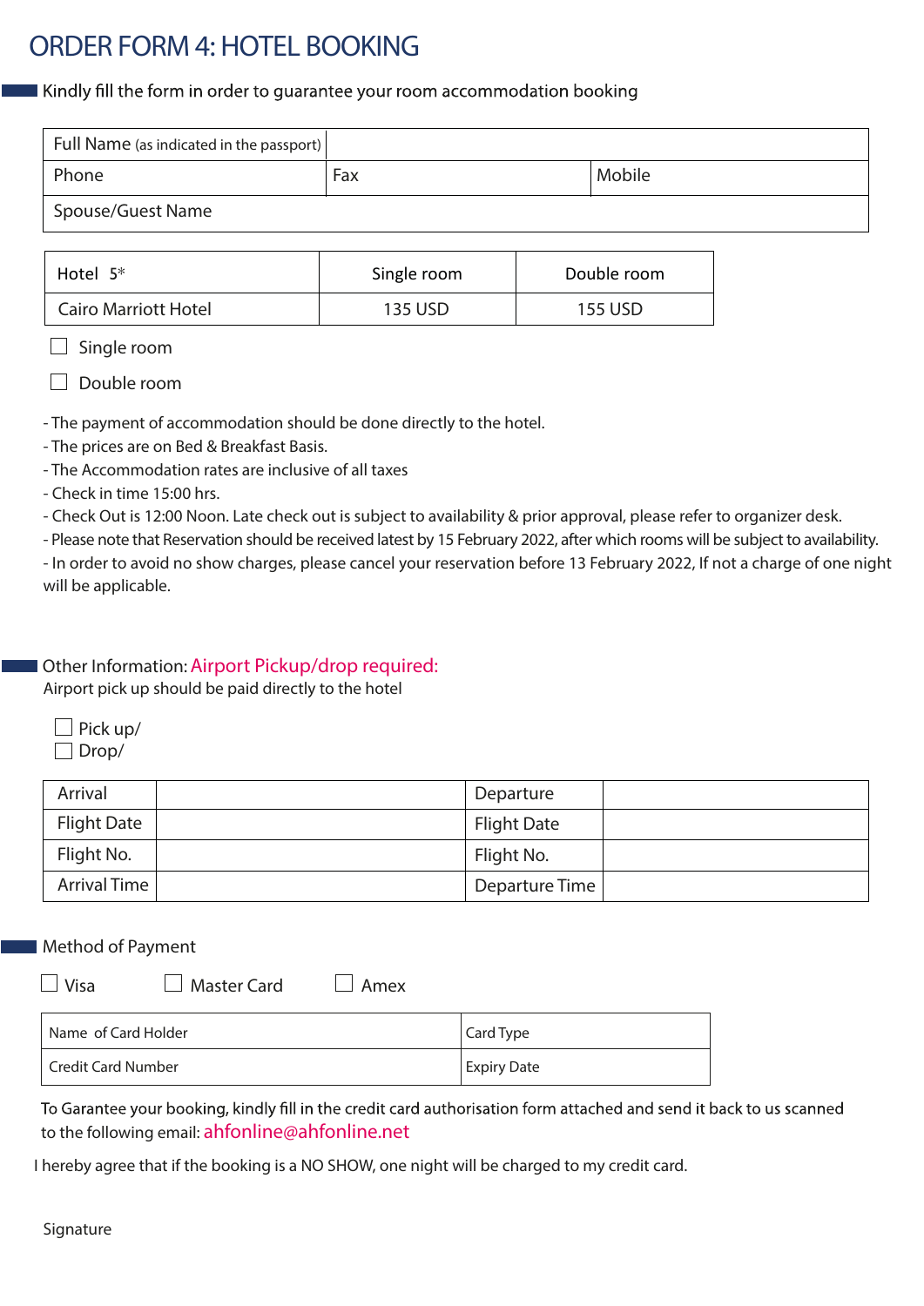# ORDER FORM 4: HOTEL BOOKING

Kindly fill the form in order to guarantee your room accommodation booking

| Full Name (as indicated in the passport) | | |
|---|---|---|
| Phone | Fax | Mobile |
| Spouse/Guest Name | | |

| Hotel 5* | Single room | Double room |
|---|---|---|
| Cairo Marriott Hotel | 135 USD | 155 USD |

☐ Single room

☐ Double room

- The payment of accommodation should be done directly to the hotel.
- The prices are on Bed & Breakfast Basis.
- The Accommodation rates are inclusive of all taxes
- Check in time 15:00 hrs.
- Check Out is 12:00 Noon. Late check out is subject to availability & prior approval, please refer to organizer desk.
- Please note that Reservation should be received latest by 15 February 2022, after which rooms will be subject to availability.
- In order to avoid no show charges, please cancel your reservation before 13 February 2022, If not a charge of one night will be applicable.

## Other Information: Airport Pickup/drop required:

Airport pick up should be paid directly to the hotel

☐ Pick up/

☐ Drop/

| Arrival | | Departure | |
|---|---|---|---|
| Flight Date | | Flight Date | |
| Flight No. | | Flight No. | |
| Arrival Time | | Departure Time | |

## Method of Payment

☐ Visa ☐ Master Card ☐ Amex

| Name of Card Holder | Card Type |
|---|---|
| Credit Card Number | Expiry Date |

To Garantee your booking, kindly fill in the credit card authorisation form attached and send it back to us scanned to the following email: ahfonline@ahfonline.net

I hereby agree that if the booking is a NO SHOW, one night will be charged to my credit card.

Signature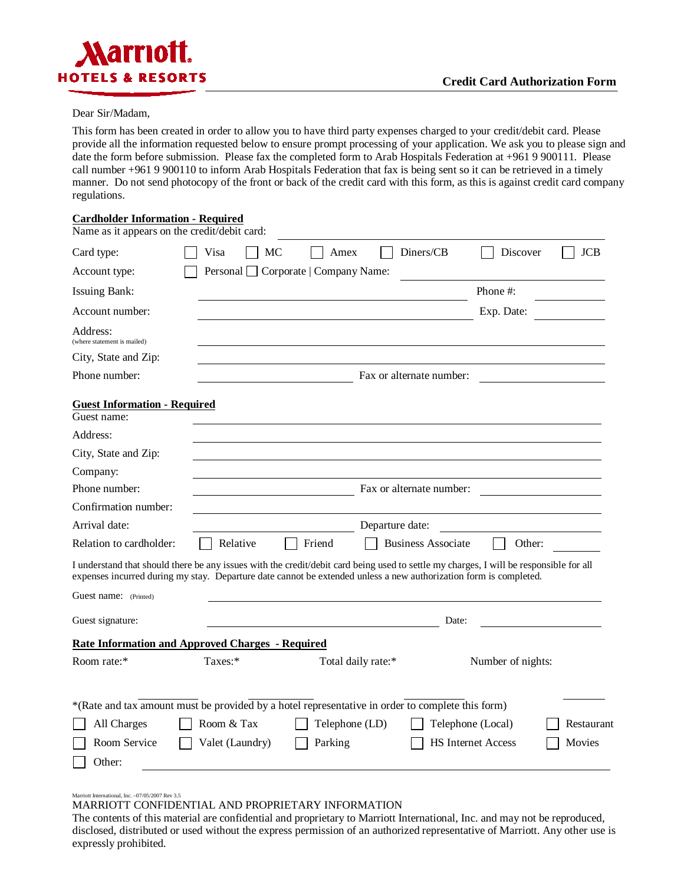Marriott HOTELS & RESORTS

## Credit Card Authorization Form

Dear Sir/Madam,

This form has been created in order to allow you to have third party expenses charged to your credit/debit card. Please provide all the information requested below to ensure prompt processing of your application. We ask you to please sign and date the form before submission. Please fax the completed form to Arab Hospitals Federation at +961 9 900111. Please call number +961 9 900110 to inform Arab Hospitals Federation that fax is being sent so it can be retrieved in a timely manner. Do not send photocopy of the front or back of the credit card with this form, as this is against credit card company regulations.

**Cardholder Information - Required**

Name as it appears on the credit/debit card: ____________________

Card type: ☐ Visa ☐ MC ☐ Amex ☐ Diners/CB ☐ Discover ☐ JCB

Account type: ☐ Personal ☐ Corporate | Company Name: ____________________

Issuing Bank: ____________________ Phone #: __________

Account number: ____________________ Exp. Date: __________

Address: ____________________
(where statement is mailed)

City, State and Zip: ____________________

Phone number: ____________________ Fax or alternate number: __________

**Guest Information - Required**

Guest name: ____________________

Address: ____________________

City, State and Zip: ____________________

Company: ____________________

Phone number: ____________________ Fax or alternate number: __________

Confirmation number: ____________________

Arrival date: ____________________ Departure date: __________

Relation to cardholder: ☐ Relative ☐ Friend ☐ Business Associate ☐ Other: __________

I understand that should there be any issues with the credit/debit card being used to settle my charges, I will be responsible for all expenses incurred during my stay. Departure date cannot be extended unless a new authorization form is completed.

Guest name: (Printed) ____________________

Guest signature: ____________________ Date: __________

**Rate Information and Approved Charges - Required**

Room rate:* __________ Taxes:* __________ Total daily rate:* __________ Number of nights: __________

*(Rate and tax amount must be provided by a hotel representative in order to complete this form)

☐ All Charges ☐ Room & Tax ☐ Telephone (LD) ☐ Telephone (Local) ☐ Restaurant

☐ Room Service ☐ Valet (Laundry) ☐ Parking ☐ HS Internet Access ☐ Movies

☐ Other: ____________________

Marriott International, Inc. –07/05/2007 Rev 3.5

MARRIOTT CONFIDENTIAL AND PROPRIETARY INFORMATION

The contents of this material are confidential and proprietary to Marriott International, Inc. and may not be reproduced, disclosed, distributed or used without the express permission of an authorized representative of Marriott. Any other use is expressly prohibited.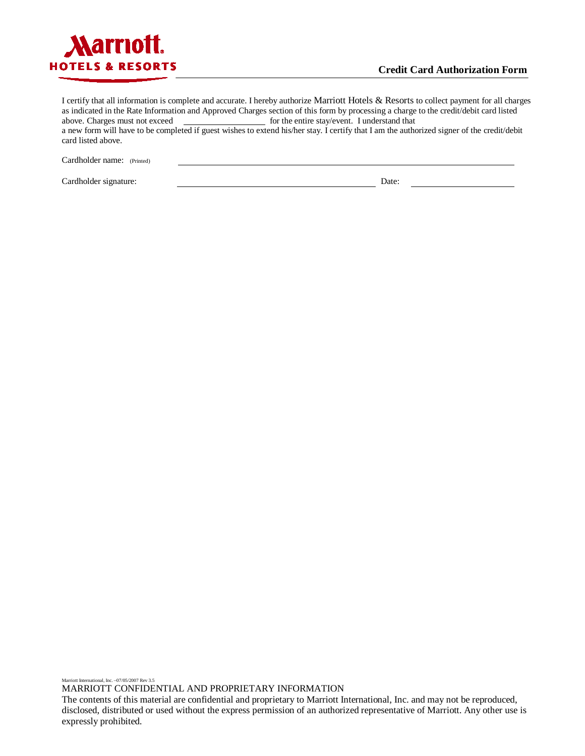Marriott HOTELS & RESORTS

## Credit Card Authorization Form

I certify that all information is complete and accurate. I hereby authorize Marriott Hotels & Resorts to collect payment for all charges as indicated in the Rate Information and Approved Charges section of this form by processing a charge to the credit/debit card listed above. Charges must not exceed \_\_\_\_\_\_\_\_\_\_\_\_\_\_\_\_\_\_ for the entire stay/event. I understand that a new form will have to be completed if guest wishes to extend his/her stay. I certify that I am the authorized signer of the credit/debit card listed above.

Cardholder name: (Printed) \_\_\_\_\_\_\_\_\_\_\_\_\_\_\_\_\_\_\_\_\_\_\_\_\_\_\_\_\_\_\_\_\_\_\_\_\_\_\_\_

Cardholder signature: \_\_\_\_\_\_\_\_\_\_\_\_\_\_\_\_\_\_\_\_\_\_\_\_\_\_\_\_ Date: \_\_\_\_\_\_\_\_\_\_\_\_\_\_\_\_

Marriott International, Inc. –07/05/2007 Rev 3.5

MARRIOTT CONFIDENTIAL AND PROPRIETARY INFORMATION

The contents of this material are confidential and proprietary to Marriott International, Inc. and may not be reproduced, disclosed, distributed or used without the express permission of an authorized representative of Marriott. Any other use is expressly prohibited.